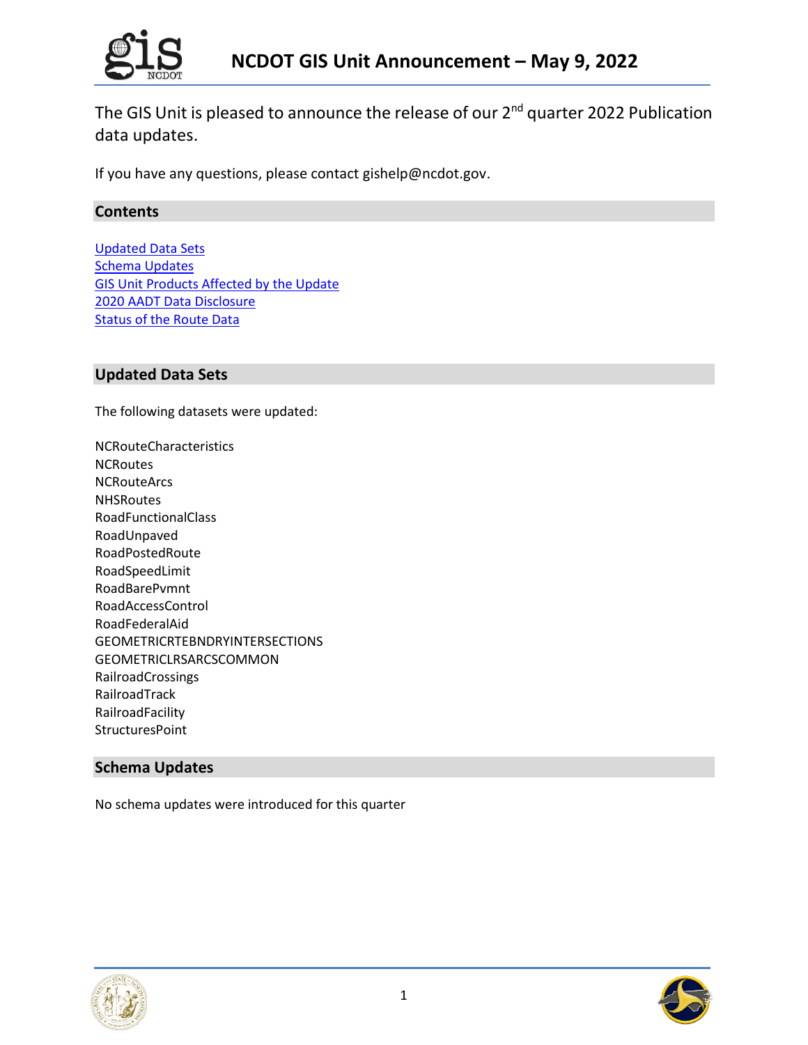# NCDOT GIS Unit Announcement – May 9, 2022

The GIS Unit is pleased to announce the release of our 2nd quarter 2022 Publication data updates.

If you have any questions, please contact gishelp@ncdot.gov.

## Contents

[Updated Data Sets](#updated-data-sets)
[Schema Updates](#schema-updates)
[GIS Unit Products Affected by the Update](#gis-unit-products-affected-by-the-update)
[2020 AADT Data Disclosure](#2020-aadt-data-disclosure)
[Status of the Route Data](#status-of-the-route-data)

## Updated Data Sets

The following datasets were updated:

NCRouteCharacteristics
NCRoutes
NCRouteArcs
NHSRoutes
RoadFunctionalClass
RoadUnpaved
RoadPostedRoute
RoadSpeedLimit
RoadBarePvmnt
RoadAccessControl
RoadFederalAid
GEOMETRICRTEBNDRYINTERSECTIONS
GEOMETRICLRSARCSCOMMON
RailroadCrossings
RailroadTrack
RailroadFacility
StructuresPoint

## Schema Updates

No schema updates were introduced for this quarter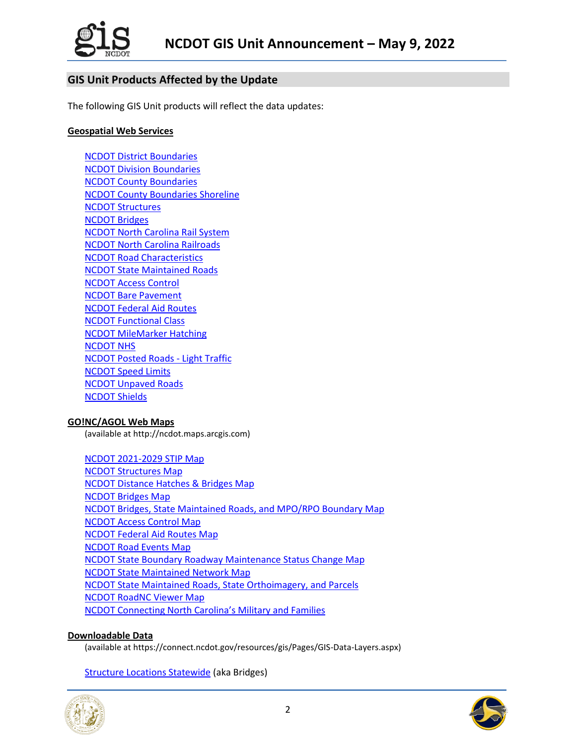## GIS Unit Products Affected by the Update

The following GIS Unit products will reflect the data updates:

**Geospatial Web Services**

- NCDOT District Boundaries
- NCDOT Division Boundaries
- NCDOT County Boundaries
- NCDOT County Boundaries Shoreline
- NCDOT Structures
- NCDOT Bridges
- NCDOT North Carolina Rail System
- NCDOT North Carolina Railroads
- NCDOT Road Characteristics
- NCDOT State Maintained Roads
- NCDOT Access Control
- NCDOT Bare Pavement
- NCDOT Federal Aid Routes
- NCDOT Functional Class
- NCDOT MileMarker Hatching
- NCDOT NHS
- NCDOT Posted Roads - Light Traffic
- NCDOT Speed Limits
- NCDOT Unpaved Roads
- NCDOT Shields

**GO!NC/AGOL Web Maps**

(available at http://ncdot.maps.arcgis.com)

- NCDOT 2021-2029 STIP Map
- NCDOT Structures Map
- NCDOT Distance Hatches & Bridges Map
- NCDOT Bridges Map
- NCDOT Bridges, State Maintained Roads, and MPO/RPO Boundary Map
- NCDOT Access Control Map
- NCDOT Federal Aid Routes Map
- NCDOT Road Events Map
- NCDOT State Boundary Roadway Maintenance Status Change Map
- NCDOT State Maintained Network Map
- NCDOT State Maintained Roads, State Orthoimagery, and Parcels
- NCDOT RoadNC Viewer Map
- NCDOT Connecting North Carolina's Military and Families

**Downloadable Data**

(available at https://connect.ncdot.gov/resources/gis/Pages/GIS-Data-Layers.aspx)

- Structure Locations Statewide (aka Bridges)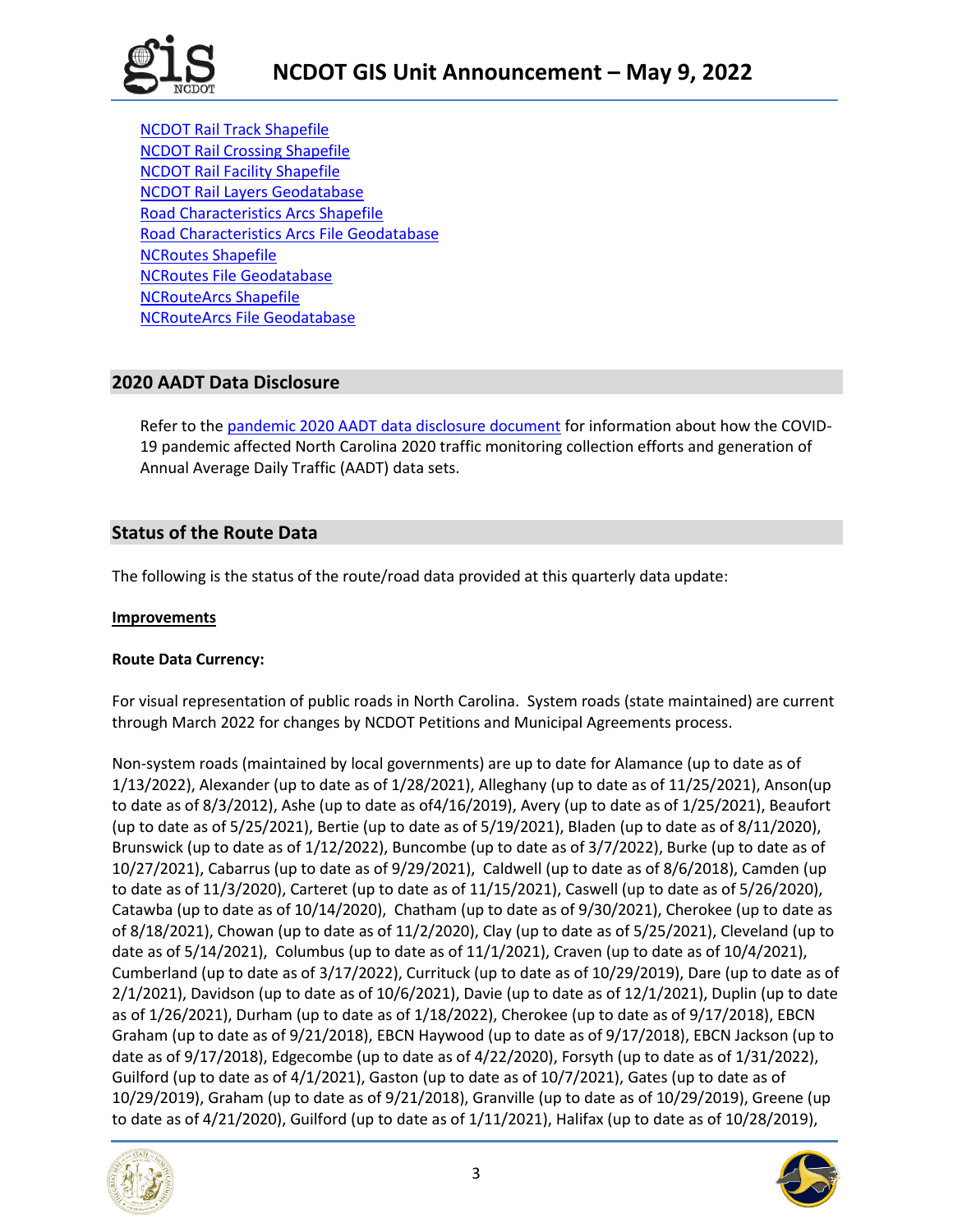[NCDOT Rail Track Shapefile](#)
[NCDOT Rail Crossing Shapefile](#)
[NCDOT Rail Facility Shapefile](#)
[NCDOT Rail Layers Geodatabase](#)
[Road Characteristics Arcs Shapefile](#)
[Road Characteristics Arcs File Geodatabase](#)
[NCRoutes Shapefile](#)
[NCRoutes File Geodatabase](#)
[NCRouteArcs Shapefile](#)
[NCRouteArcs File Geodatabase](#)

## 2020 AADT Data Disclosure

Refer to the [pandemic 2020 AADT data disclosure document](#) for information about how the COVID-19 pandemic affected North Carolina 2020 traffic monitoring collection efforts and generation of Annual Average Daily Traffic (AADT) data sets.

## Status of the Route Data

The following is the status of the route/road data provided at this quarterly data update:

**Improvements**

**Route Data Currency:**

For visual representation of public roads in North Carolina. System roads (state maintained) are current through March 2022 for changes by NCDOT Petitions and Municipal Agreements process.

Non-system roads (maintained by local governments) are up to date for Alamance (up to date as of 1/13/2022), Alexander (up to date as of 1/28/2021), Alleghany (up to date as of 11/25/2021), Anson(up to date as of 8/3/2012), Ashe (up to date as of4/16/2019), Avery (up to date as of 1/25/2021), Beaufort (up to date as of 5/25/2021), Bertie (up to date as of 5/19/2021), Bladen (up to date as of 8/11/2020), Brunswick (up to date as of 1/12/2022), Buncombe (up to date as of 3/7/2022), Burke (up to date as of 10/27/2021), Cabarrus (up to date as of 9/29/2021), Caldwell (up to date as of 8/6/2018), Camden (up to date as of 11/3/2020), Carteret (up to date as of 11/15/2021), Caswell (up to date as of 5/26/2020), Catawba (up to date as of 10/14/2020), Chatham (up to date as of 9/30/2021), Cherokee (up to date as of 8/18/2021), Chowan (up to date as of 11/2/2020), Clay (up to date as of 5/25/2021), Cleveland (up to date as of 5/14/2021), Columbus (up to date as of 11/1/2021), Craven (up to date as of 10/4/2021), Cumberland (up to date as of 3/17/2022), Currituck (up to date as of 10/29/2019), Dare (up to date as of 2/1/2021), Davidson (up to date as of 10/6/2021), Davie (up to date as of 12/1/2021), Duplin (up to date as of 1/26/2021), Durham (up to date as of 1/18/2022), Cherokee (up to date as of 9/17/2018), EBCN Graham (up to date as of 9/21/2018), EBCN Haywood (up to date as of 9/17/2018), EBCN Jackson (up to date as of 9/17/2018), Edgecombe (up to date as of 4/22/2020), Forsyth (up to date as of 1/31/2022), Guilford (up to date as of 4/1/2021), Gaston (up to date as of 10/7/2021), Gates (up to date as of 10/29/2019), Graham (up to date as of 9/21/2018), Granville (up to date as of 10/29/2019), Greene (up to date as of 4/21/2020), Guilford (up to date as of 1/11/2021), Halifax (up to date as of 10/28/2019),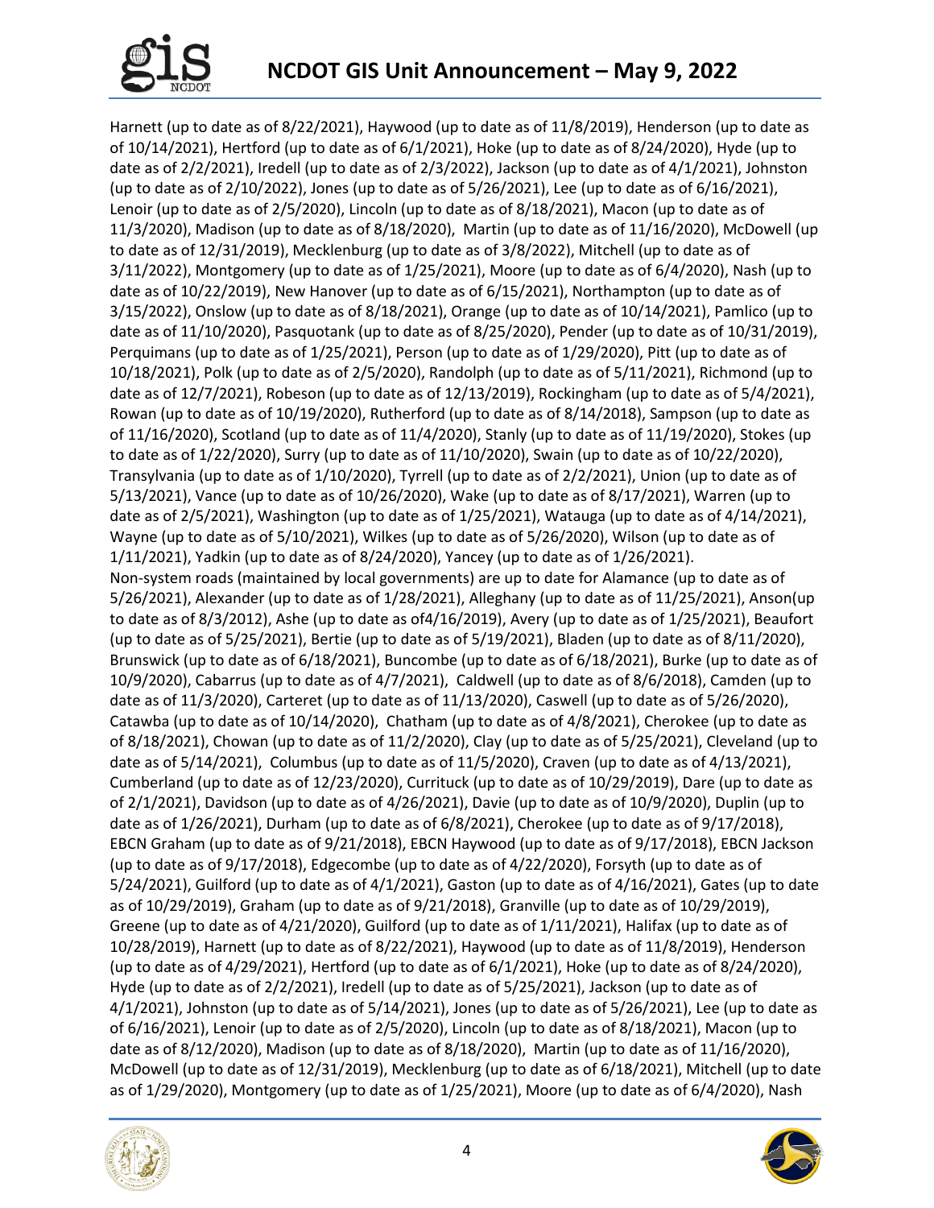Harnett (up to date as of 8/22/2021), Haywood (up to date as of 11/8/2019), Henderson (up to date as of 10/14/2021), Hertford (up to date as of 6/1/2021), Hoke (up to date as of 8/24/2020), Hyde (up to date as of 2/2/2021), Iredell (up to date as of 2/3/2022), Jackson (up to date as of 4/1/2021), Johnston (up to date as of 2/10/2022), Jones (up to date as of 5/26/2021), Lee (up to date as of 6/16/2021), Lenoir (up to date as of 2/5/2020), Lincoln (up to date as of 8/18/2021), Macon (up to date as of 11/3/2020), Madison (up to date as of 8/18/2020), Martin (up to date as of 11/16/2020), McDowell (up to date as of 12/31/2019), Mecklenburg (up to date as of 3/8/2022), Mitchell (up to date as of 3/11/2022), Montgomery (up to date as of 1/25/2021), Moore (up to date as of 6/4/2020), Nash (up to date as of 10/22/2019), New Hanover (up to date as of 6/15/2021), Northampton (up to date as of 3/15/2022), Onslow (up to date as of 8/18/2021), Orange (up to date as of 10/14/2021), Pamlico (up to date as of 11/10/2020), Pasquotank (up to date as of 8/25/2020), Pender (up to date as of 10/31/2019), Perquimans (up to date as of 1/25/2021), Person (up to date as of 1/29/2020), Pitt (up to date as of 10/18/2021), Polk (up to date as of 2/5/2020), Randolph (up to date as of 5/11/2021), Richmond (up to date as of 12/7/2021), Robeson (up to date as of 12/13/2019), Rockingham (up to date as of 5/4/2021), Rowan (up to date as of 10/19/2020), Rutherford (up to date as of 8/14/2018), Sampson (up to date as of 11/16/2020), Scotland (up to date as of 11/4/2020), Stanly (up to date as of 11/19/2020), Stokes (up to date as of 1/22/2020), Surry (up to date as of 11/10/2020), Swain (up to date as of 10/22/2020), Transylvania (up to date as of 1/10/2020), Tyrrell (up to date as of 2/2/2021), Union (up to date as of 5/13/2021), Vance (up to date as of 10/26/2020), Wake (up to date as of 8/17/2021), Warren (up to date as of 2/5/2021), Washington (up to date as of 1/25/2021), Watauga (up to date as of 4/14/2021), Wayne (up to date as of 5/10/2021), Wilkes (up to date as of 5/26/2020), Wilson (up to date as of 1/11/2021), Yadkin (up to date as of 8/24/2020), Yancey (up to date as of 1/26/2021).

Non-system roads (maintained by local governments) are up to date for Alamance (up to date as of 5/26/2021), Alexander (up to date as of 1/28/2021), Alleghany (up to date as of 11/25/2021), Anson(up to date as of 8/3/2012), Ashe (up to date as of4/16/2019), Avery (up to date as of 1/25/2021), Beaufort (up to date as of 5/25/2021), Bertie (up to date as of 5/19/2021), Bladen (up to date as of 8/11/2020), Brunswick (up to date as of 6/18/2021), Buncombe (up to date as of 6/18/2021), Burke (up to date as of 10/9/2020), Cabarrus (up to date as of 4/7/2021), Caldwell (up to date as of 8/6/2018), Camden (up to date as of 11/3/2020), Carteret (up to date as of 11/13/2020), Caswell (up to date as of 5/26/2020), Catawba (up to date as of 10/14/2020), Chatham (up to date as of 4/8/2021), Cherokee (up to date as of 8/18/2021), Chowan (up to date as of 11/2/2020), Clay (up to date as of 5/25/2021), Cleveland (up to date as of 5/14/2021), Columbus (up to date as of 11/5/2020), Craven (up to date as of 4/13/2021), Cumberland (up to date as of 12/23/2020), Currituck (up to date as of 10/29/2019), Dare (up to date as of 2/1/2021), Davidson (up to date as of 4/26/2021), Davie (up to date as of 10/9/2020), Duplin (up to date as of 1/26/2021), Durham (up to date as of 6/8/2021), Cherokee (up to date as of 9/17/2018), EBCN Graham (up to date as of 9/21/2018), EBCN Haywood (up to date as of 9/17/2018), EBCN Jackson (up to date as of 9/17/2018), Edgecombe (up to date as of 4/22/2020), Forsyth (up to date as of 5/24/2021), Guilford (up to date as of 4/1/2021), Gaston (up to date as of 4/16/2021), Gates (up to date as of 10/29/2019), Graham (up to date as of 9/21/2018), Granville (up to date as of 10/29/2019), Greene (up to date as of 4/21/2020), Guilford (up to date as of 1/11/2021), Halifax (up to date as of 10/28/2019), Harnett (up to date as of 8/22/2021), Haywood (up to date as of 11/8/2019), Henderson (up to date as of 4/29/2021), Hertford (up to date as of 6/1/2021), Hoke (up to date as of 8/24/2020), Hyde (up to date as of 2/2/2021), Iredell (up to date as of 5/25/2021), Jackson (up to date as of 4/1/2021), Johnston (up to date as of 5/14/2021), Jones (up to date as of 5/26/2021), Lee (up to date as of 6/16/2021), Lenoir (up to date as of 2/5/2020), Lincoln (up to date as of 8/18/2021), Macon (up to date as of 8/12/2020), Madison (up to date as of 8/18/2020), Martin (up to date as of 11/16/2020), McDowell (up to date as of 12/31/2019), Mecklenburg (up to date as of 6/18/2021), Mitchell (up to date as of 1/29/2020), Montgomery (up to date as of 1/25/2021), Moore (up to date as of 6/4/2020), Nash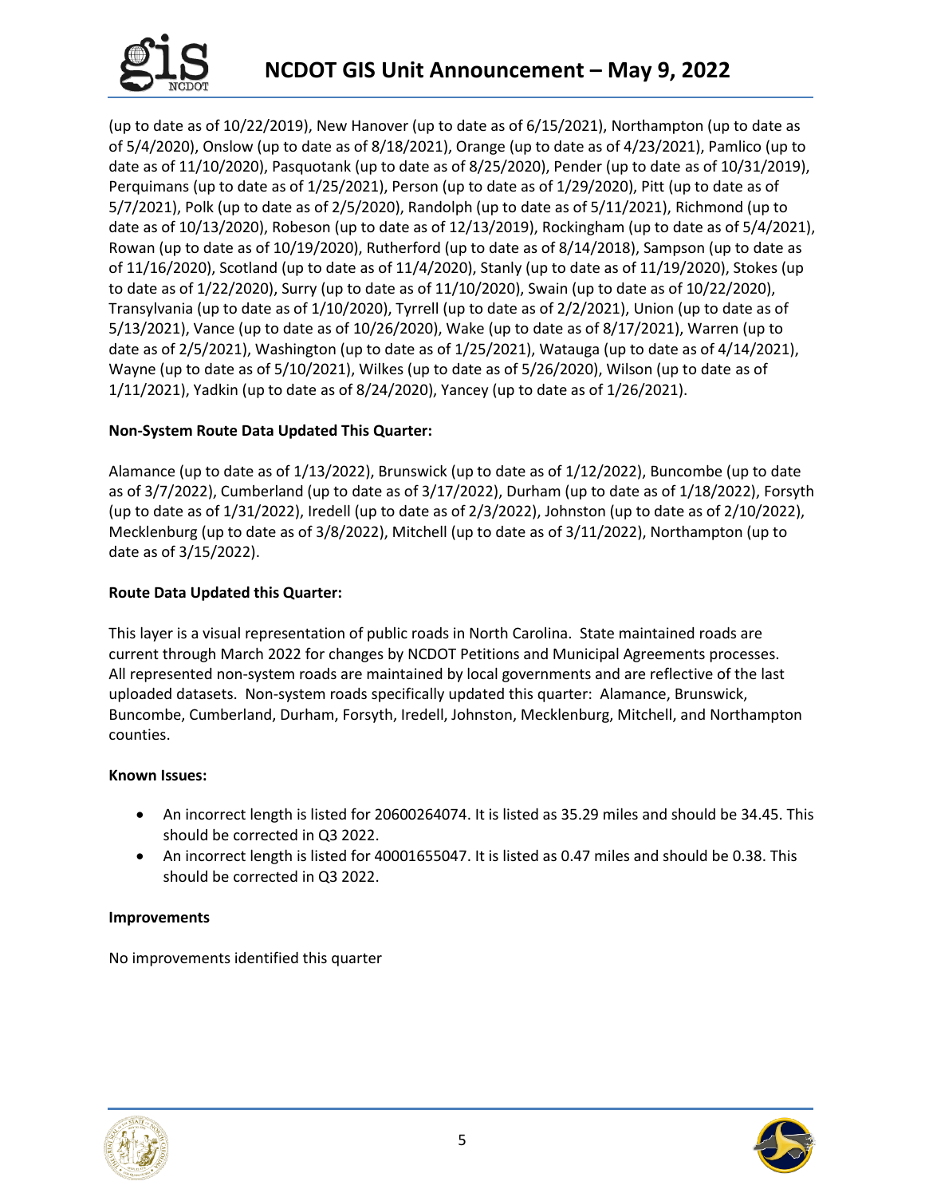(up to date as of 10/22/2019), New Hanover (up to date as of 6/15/2021), Northampton (up to date as of 5/4/2020), Onslow (up to date as of 8/18/2021), Orange (up to date as of 4/23/2021), Pamlico (up to date as of 11/10/2020), Pasquotank (up to date as of 8/25/2020), Pender (up to date as of 10/31/2019), Perquimans (up to date as of 1/25/2021), Person (up to date as of 1/29/2020), Pitt (up to date as of 5/7/2021), Polk (up to date as of 2/5/2020), Randolph (up to date as of 5/11/2021), Richmond (up to date as of 10/13/2020), Robeson (up to date as of 12/13/2019), Rockingham (up to date as of 5/4/2021), Rowan (up to date as of 10/19/2020), Rutherford (up to date as of 8/14/2018), Sampson (up to date as of 11/16/2020), Scotland (up to date as of 11/4/2020), Stanly (up to date as of 11/19/2020), Stokes (up to date as of 1/22/2020), Surry (up to date as of 11/10/2020), Swain (up to date as of 10/22/2020), Transylvania (up to date as of 1/10/2020), Tyrrell (up to date as of 2/2/2021), Union (up to date as of 5/13/2021), Vance (up to date as of 10/26/2020), Wake (up to date as of 8/17/2021), Warren (up to date as of 2/5/2021), Washington (up to date as of 1/25/2021), Watauga (up to date as of 4/14/2021), Wayne (up to date as of 5/10/2021), Wilkes (up to date as of 5/26/2020), Wilson (up to date as of 1/11/2021), Yadkin (up to date as of 8/24/2020), Yancey (up to date as of 1/26/2021).

**Non-System Route Data Updated This Quarter:**

Alamance (up to date as of 1/13/2022), Brunswick (up to date as of 1/12/2022), Buncombe (up to date as of 3/7/2022), Cumberland (up to date as of 3/17/2022), Durham (up to date as of 1/18/2022), Forsyth (up to date as of 1/31/2022), Iredell (up to date as of 2/3/2022), Johnston (up to date as of 2/10/2022), Mecklenburg (up to date as of 3/8/2022), Mitchell (up to date as of 3/11/2022), Northampton (up to date as of 3/15/2022).

**Route Data Updated this Quarter:**

This layer is a visual representation of public roads in North Carolina. State maintained roads are current through March 2022 for changes by NCDOT Petitions and Municipal Agreements processes. All represented non-system roads are maintained by local governments and are reflective of the last uploaded datasets. Non-system roads specifically updated this quarter: Alamance, Brunswick, Buncombe, Cumberland, Durham, Forsyth, Iredell, Johnston, Mecklenburg, Mitchell, and Northampton counties.

**Known Issues:**

- An incorrect length is listed for 20600264074. It is listed as 35.29 miles and should be 34.45. This should be corrected in Q3 2022.
- An incorrect length is listed for 40001655047. It is listed as 0.47 miles and should be 0.38. This should be corrected in Q3 2022.

**Improvements**

No improvements identified this quarter